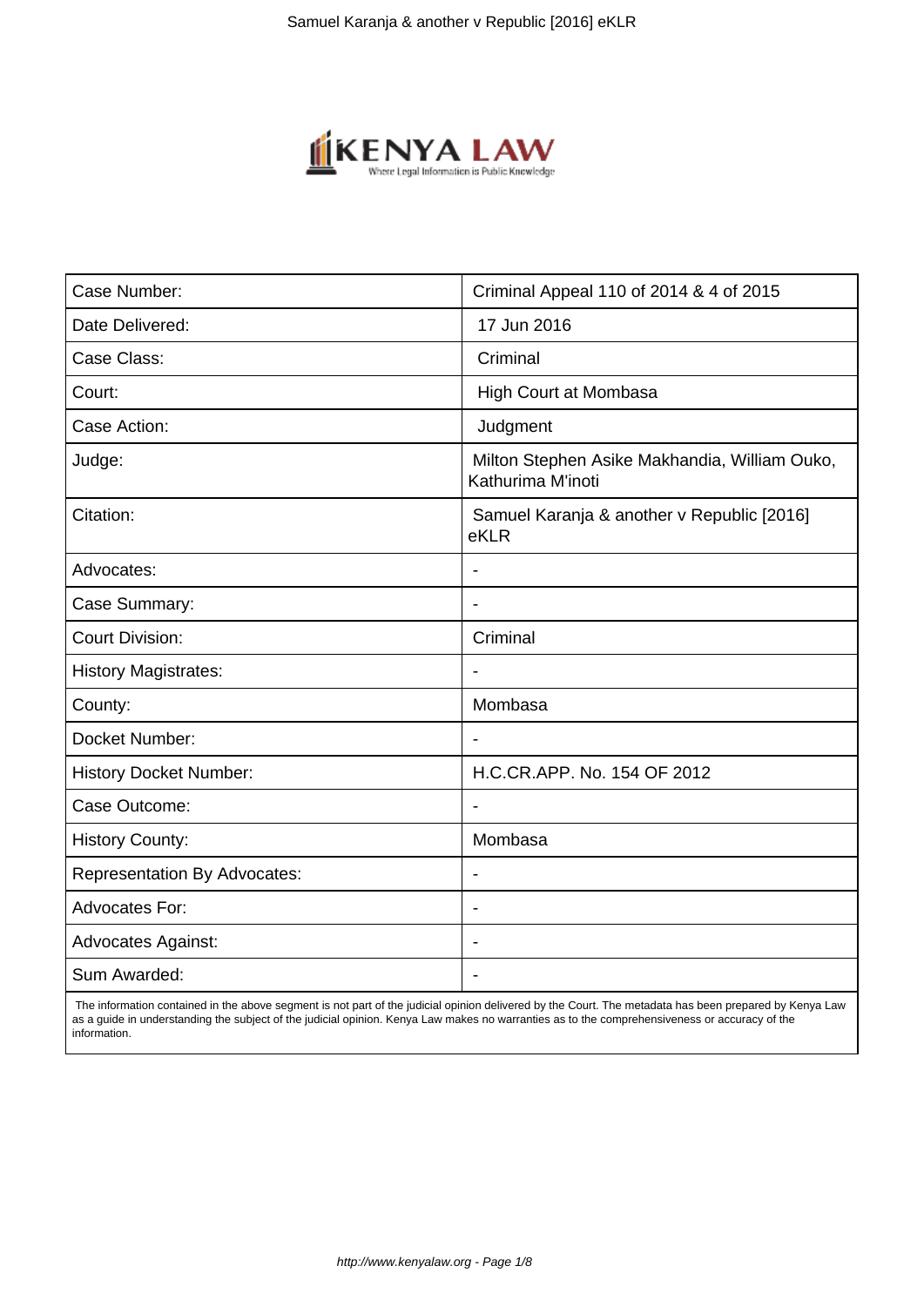| Case Number: | Criminal Appeal 110 of 2014 & 4 of 2015 |
|---|---|
| Date Delivered: | 17 Jun 2016 |
| Case Class: | Criminal |
| Court: | High Court at Mombasa |
| Case Action: | Judgment |
| Judge: | Milton Stephen Asike Makhandia, William Ouko, Kathurima M'inoti |
| Citation: | Samuel Karanja & another v Republic [2016] eKLR |
| Advocates: | - |
| Case Summary: | - |
| Court Division: | Criminal |
| History Magistrates: | - |
| County: | Mombasa |
| Docket Number: | - |
| History Docket Number: | H.C.CR.APP. No. 154 OF 2012 |
| Case Outcome: | - |
| History County: | Mombasa |
| Representation By Advocates: | - |
| Advocates For: | - |
| Advocates Against: | - |
| Sum Awarded: | - |

The information contained in the above segment is not part of the judicial opinion delivered by the Court. The metadata has been prepared by Kenya Law as a guide in understanding the subject of the judicial opinion. Kenya Law makes no warranties as to the comprehensiveness or accuracy of the information.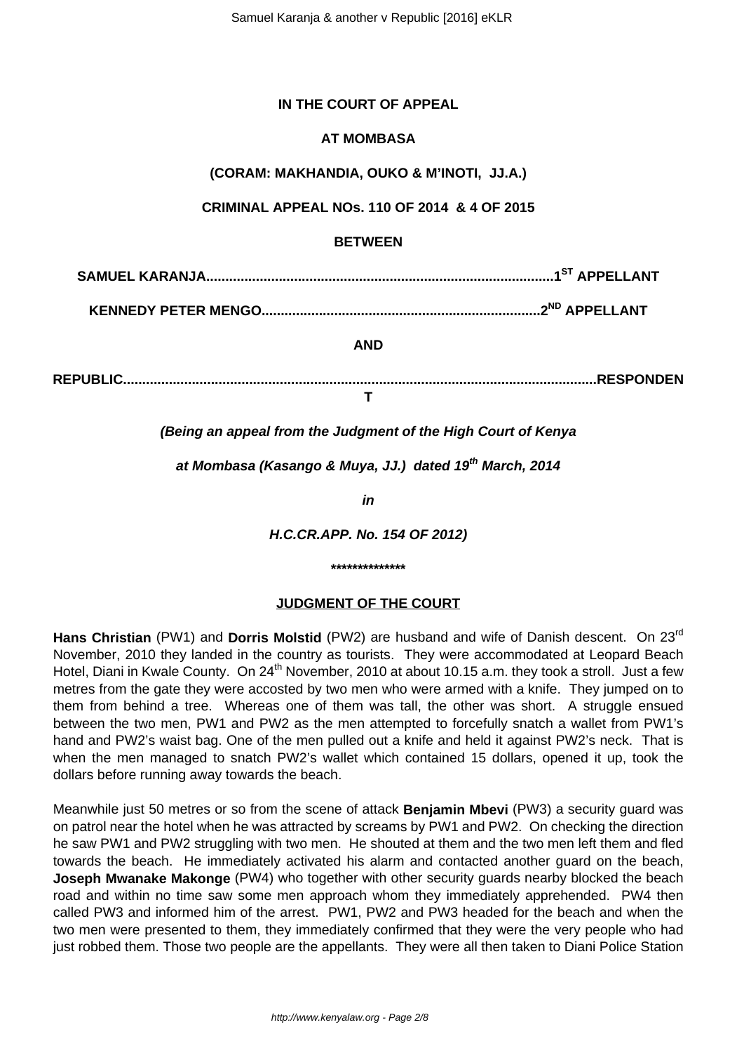**IN THE COURT OF APPEAL**

**AT MOMBASA**

**(CORAM: MAKHANDIA, OUKO & M'INOTI, JJ.A.)**

**CRIMINAL APPEAL NOs. 110 OF 2014 & 4 OF 2015**

**BETWEEN**

**SAMUEL KARANJA..........................................................................................1ST APPELLANT**

**KENNEDY PETER MENGO........................................................................2ND APPELLANT**

**AND**

**REPUBLIC..........................................................................................................................RESPONDENT**

***(Being an appeal from the Judgment of the High Court of Kenya***

***at Mombasa (Kasango & Muya, JJ.) dated 19th March, 2014***

***in***

***H.C.CR.APP. No. 154 OF 2012)***

**\*\*\*\*\*\*\*\*\*\*\*\*\*\***

**JUDGMENT OF THE COURT**

**Hans Christian** (PW1) and **Dorris Molstid** (PW2) are husband and wife of Danish descent. On 23rd November, 2010 they landed in the country as tourists. They were accommodated at Leopard Beach Hotel, Diani in Kwale County. On 24th November, 2010 at about 10.15 a.m. they took a stroll. Just a few metres from the gate they were accosted by two men who were armed with a knife. They jumped on to them from behind a tree. Whereas one of them was tall, the other was short. A struggle ensued between the two men, PW1 and PW2 as the men attempted to forcefully snatch a wallet from PW1's hand and PW2's waist bag. One of the men pulled out a knife and held it against PW2's neck. That is when the men managed to snatch PW2's wallet which contained 15 dollars, opened it up, took the dollars before running away towards the beach.

Meanwhile just 50 metres or so from the scene of attack **Benjamin Mbevi** (PW3) a security guard was on patrol near the hotel when he was attracted by screams by PW1 and PW2. On checking the direction he saw PW1 and PW2 struggling with two men. He shouted at them and the two men left them and fled towards the beach. He immediately activated his alarm and contacted another guard on the beach, **Joseph Mwanake Makonge** (PW4) who together with other security guards nearby blocked the beach road and within no time saw some men approach whom they immediately apprehended. PW4 then called PW3 and informed him of the arrest. PW1, PW2 and PW3 headed for the beach and when the two men were presented to them, they immediately confirmed that they were the very people who had just robbed them. Those two people are the appellants. They were all then taken to Diani Police Station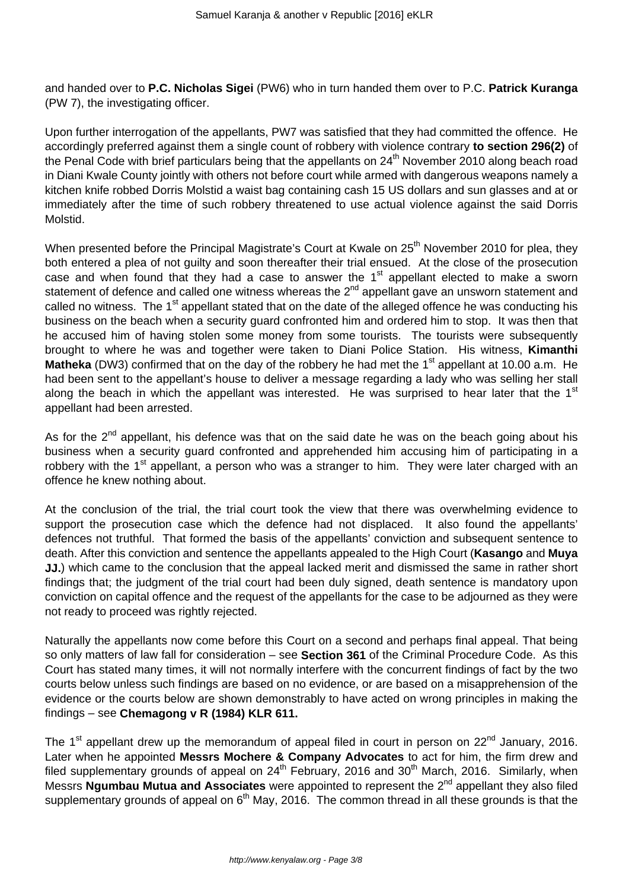and handed over to **P.C. Nicholas Sigei** (PW6) who in turn handed them over to P.C. **Patrick Kuranga** (PW 7), the investigating officer.

Upon further interrogation of the appellants, PW7 was satisfied that they had committed the offence. He accordingly preferred against them a single count of robbery with violence contrary **to section 296(2)** of the Penal Code with brief particulars being that the appellants on 24th November 2010 along beach road in Diani Kwale County jointly with others not before court while armed with dangerous weapons namely a kitchen knife robbed Dorris Molstid a waist bag containing cash 15 US dollars and sun glasses and at or immediately after the time of such robbery threatened to use actual violence against the said Dorris Molstid.

When presented before the Principal Magistrate's Court at Kwale on 25th November 2010 for plea, they both entered a plea of not guilty and soon thereafter their trial ensued. At the close of the prosecution case and when found that they had a case to answer the 1st appellant elected to make a sworn statement of defence and called one witness whereas the 2nd appellant gave an unsworn statement and called no witness. The 1st appellant stated that on the date of the alleged offence he was conducting his business on the beach when a security guard confronted him and ordered him to stop. It was then that he accused him of having stolen some money from some tourists. The tourists were subsequently brought to where he was and together were taken to Diani Police Station. His witness, **Kimanthi Matheka** (DW3) confirmed that on the day of the robbery he had met the 1st appellant at 10.00 a.m. He had been sent to the appellant's house to deliver a message regarding a lady who was selling her stall along the beach in which the appellant was interested. He was surprised to hear later that the 1st appellant had been arrested.

As for the 2nd appellant, his defence was that on the said date he was on the beach going about his business when a security guard confronted and apprehended him accusing him of participating in a robbery with the 1st appellant, a person who was a stranger to him. They were later charged with an offence he knew nothing about.

At the conclusion of the trial, the trial court took the view that there was overwhelming evidence to support the prosecution case which the defence had not displaced. It also found the appellants' defences not truthful. That formed the basis of the appellants' conviction and subsequent sentence to death. After this conviction and sentence the appellants appealed to the High Court (**Kasango** and **Muya JJ.**) which came to the conclusion that the appeal lacked merit and dismissed the same in rather short findings that; the judgment of the trial court had been duly signed, death sentence is mandatory upon conviction on capital offence and the request of the appellants for the case to be adjourned as they were not ready to proceed was rightly rejected.

Naturally the appellants now come before this Court on a second and perhaps final appeal. That being so only matters of law fall for consideration – see **Section 361** of the Criminal Procedure Code. As this Court has stated many times, it will not normally interfere with the concurrent findings of fact by the two courts below unless such findings are based on no evidence, or are based on a misapprehension of the evidence or the courts below are shown demonstrably to have acted on wrong principles in making the findings – see **Chemagong v R (1984) KLR 611.**

The 1st appellant drew up the memorandum of appeal filed in court in person on 22nd January, 2016. Later when he appointed **Messrs Mochere & Company Advocates** to act for him, the firm drew and filed supplementary grounds of appeal on 24th February, 2016 and 30th March, 2016. Similarly, when Messrs **Ngumbau Mutua and Associates** were appointed to represent the 2nd appellant they also filed supplementary grounds of appeal on 6th May, 2016. The common thread in all these grounds is that the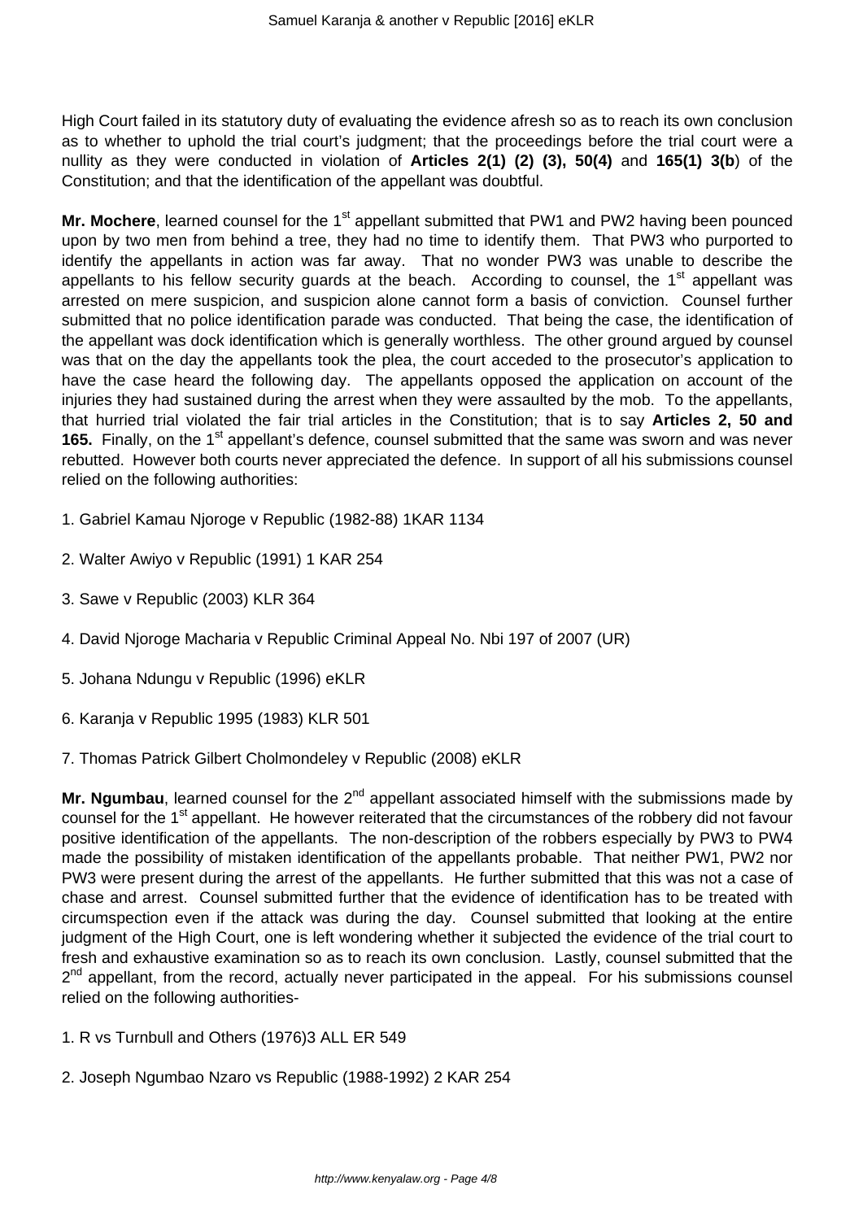High Court failed in its statutory duty of evaluating the evidence afresh so as to reach its own conclusion as to whether to uphold the trial court's judgment; that the proceedings before the trial court were a nullity as they were conducted in violation of **Articles 2(1) (2) (3), 50(4)** and **165(1) 3(b**) of the Constitution; and that the identification of the appellant was doubtful.

**Mr. Mochere**, learned counsel for the 1st appellant submitted that PW1 and PW2 having been pounced upon by two men from behind a tree, they had no time to identify them. That PW3 who purported to identify the appellants in action was far away. That no wonder PW3 was unable to describe the appellants to his fellow security guards at the beach. According to counsel, the 1st appellant was arrested on mere suspicion, and suspicion alone cannot form a basis of conviction. Counsel further submitted that no police identification parade was conducted. That being the case, the identification of the appellant was dock identification which is generally worthless. The other ground argued by counsel was that on the day the appellants took the plea, the court acceded to the prosecutor's application to have the case heard the following day. The appellants opposed the application on account of the injuries they had sustained during the arrest when they were assaulted by the mob. To the appellants, that hurried trial violated the fair trial articles in the Constitution; that is to say **Articles 2, 50 and 165.** Finally, on the 1st appellant's defence, counsel submitted that the same was sworn and was never rebutted. However both courts never appreciated the defence. In support of all his submissions counsel relied on the following authorities:

1. Gabriel Kamau Njoroge v Republic (1982-88) 1KAR 1134

2. Walter Awiyo v Republic (1991) 1 KAR 254

3. Sawe v Republic (2003) KLR 364

4. David Njoroge Macharia v Republic Criminal Appeal No. Nbi 197 of 2007 (UR)

5. Johana Ndungu v Republic (1996) eKLR

6. Karanja v Republic 1995 (1983) KLR 501

7. Thomas Patrick Gilbert Cholmondeley v Republic (2008) eKLR

**Mr. Ngumbau**, learned counsel for the 2nd appellant associated himself with the submissions made by counsel for the 1st appellant. He however reiterated that the circumstances of the robbery did not favour positive identification of the appellants. The non-description of the robbers especially by PW3 to PW4 made the possibility of mistaken identification of the appellants probable. That neither PW1, PW2 nor PW3 were present during the arrest of the appellants. He further submitted that this was not a case of chase and arrest. Counsel submitted further that the evidence of identification has to be treated with circumspection even if the attack was during the day. Counsel submitted that looking at the entire judgment of the High Court, one is left wondering whether it subjected the evidence of the trial court to fresh and exhaustive examination so as to reach its own conclusion. Lastly, counsel submitted that the 2nd appellant, from the record, actually never participated in the appeal. For his submissions counsel relied on the following authorities-

1. R vs Turnbull and Others (1976)3 ALL ER 549

2. Joseph Ngumbao Nzaro vs Republic (1988-1992) 2 KAR 254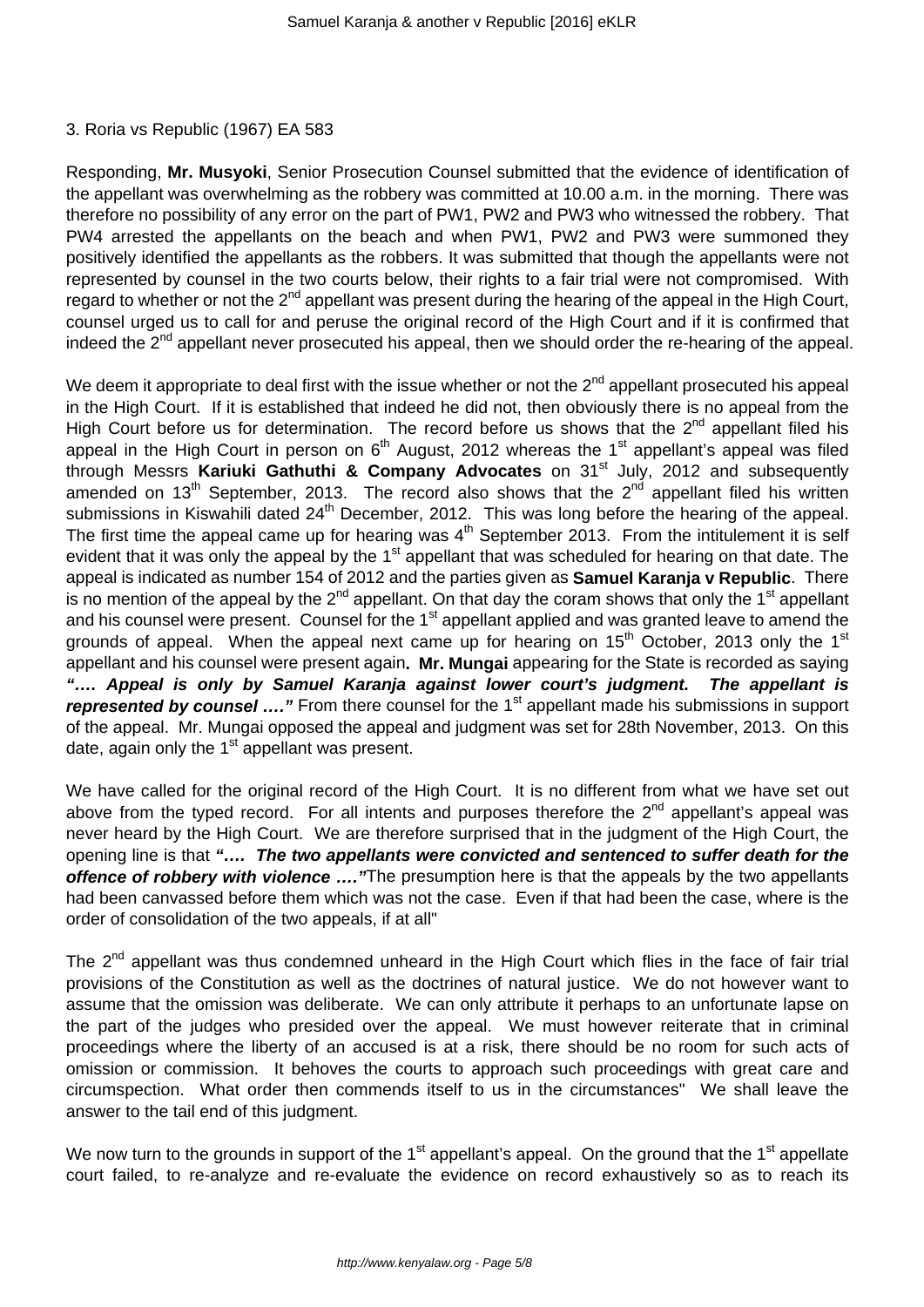3. Roria vs Republic (1967) EA 583

Responding, **Mr. Musyoki**, Senior Prosecution Counsel submitted that the evidence of identification of the appellant was overwhelming as the robbery was committed at 10.00 a.m. in the morning. There was therefore no possibility of any error on the part of PW1, PW2 and PW3 who witnessed the robbery. That PW4 arrested the appellants on the beach and when PW1, PW2 and PW3 were summoned they positively identified the appellants as the robbers. It was submitted that though the appellants were not represented by counsel in the two courts below, their rights to a fair trial were not compromised. With regard to whether or not the 2nd appellant was present during the hearing of the appeal in the High Court, counsel urged us to call for and peruse the original record of the High Court and if it is confirmed that indeed the 2nd appellant never prosecuted his appeal, then we should order the re-hearing of the appeal.

We deem it appropriate to deal first with the issue whether or not the 2nd appellant prosecuted his appeal in the High Court. If it is established that indeed he did not, then obviously there is no appeal from the High Court before us for determination. The record before us shows that the 2nd appellant filed his appeal in the High Court in person on 6th August, 2012 whereas the 1st appellant's appeal was filed through Messrs **Kariuki Gathuthi & Company Advocates** on 31st July, 2012 and subsequently amended on 13th September, 2013. The record also shows that the 2nd appellant filed his written submissions in Kiswahili dated 24th December, 2012. This was long before the hearing of the appeal. The first time the appeal came up for hearing was 4th September 2013. From the intitulement it is self evident that it was only the appeal by the 1st appellant that was scheduled for hearing on that date. The appeal is indicated as number 154 of 2012 and the parties given as **Samuel Karanja v Republic**. There is no mention of the appeal by the 2nd appellant. On that day the coram shows that only the 1st appellant and his counsel were present. Counsel for the 1st appellant applied and was granted leave to amend the grounds of appeal. When the appeal next came up for hearing on 15th October, 2013 only the 1st appellant and his counsel were present again**. Mr. Mungai** appearing for the State is recorded as saying ***".... Appeal is only by Samuel Karanja against lower court's judgment. The appellant is represented by counsel ...."*** From there counsel for the 1st appellant made his submissions in support of the appeal. Mr. Mungai opposed the appeal and judgment was set for 28th November, 2013. On this date, again only the 1st appellant was present.

We have called for the original record of the High Court. It is no different from what we have set out above from the typed record. For all intents and purposes therefore the 2nd appellant's appeal was never heard by the High Court. We are therefore surprised that in the judgment of the High Court, the opening line is that ***".... The two appellants were convicted and sentenced to suffer death for the offence of robbery with violence ...."***The presumption here is that the appeals by the two appellants had been canvassed before them which was not the case. Even if that had been the case, where is the order of consolidation of the two appeals, if at all"

The 2nd appellant was thus condemned unheard in the High Court which flies in the face of fair trial provisions of the Constitution as well as the doctrines of natural justice. We do not however want to assume that the omission was deliberate. We can only attribute it perhaps to an unfortunate lapse on the part of the judges who presided over the appeal. We must however reiterate that in criminal proceedings where the liberty of an accused is at a risk, there should be no room for such acts of omission or commission. It behoves the courts to approach such proceedings with great care and circumspection. What order then commends itself to us in the circumstances" We shall leave the answer to the tail end of this judgment.

We now turn to the grounds in support of the 1st appellant's appeal. On the ground that the 1st appellate court failed, to re-analyze and re-evaluate the evidence on record exhaustively so as to reach its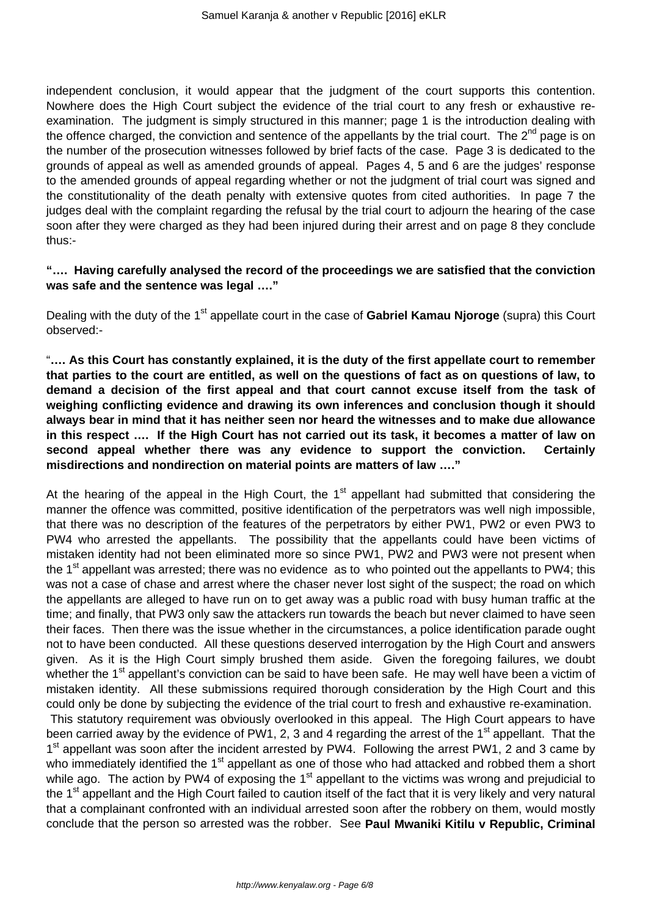independent conclusion, it would appear that the judgment of the court supports this contention. Nowhere does the High Court subject the evidence of the trial court to any fresh or exhaustive re-examination. The judgment is simply structured in this manner; page 1 is the introduction dealing with the offence charged, the conviction and sentence of the appellants by the trial court. The 2nd page is on the number of the prosecution witnesses followed by brief facts of the case. Page 3 is dedicated to the grounds of appeal as well as amended grounds of appeal. Pages 4, 5 and 6 are the judges' response to the amended grounds of appeal regarding whether or not the judgment of trial court was signed and the constitutionality of the death penalty with extensive quotes from cited authorities. In page 7 the judges deal with the complaint regarding the refusal by the trial court to adjourn the hearing of the case soon after they were charged as they had been injured during their arrest and on page 8 they conclude thus:-

**"…. Having carefully analysed the record of the proceedings we are satisfied that the conviction was safe and the sentence was legal …."**

Dealing with the duty of the 1st appellate court in the case of **Gabriel Kamau Njoroge** (supra) this Court observed:-

"**…. As this Court has constantly explained, it is the duty of the first appellate court to remember that parties to the court are entitled, as well on the questions of fact as on questions of law, to demand a decision of the first appeal and that court cannot excuse itself from the task of weighing conflicting evidence and drawing its own inferences and conclusion though it should always bear in mind that it has neither seen nor heard the witnesses and to make due allowance in this respect …. If the High Court has not carried out its task, it becomes a matter of law on second appeal whether there was any evidence to support the conviction. Certainly misdirections and nondirection on material points are matters of law …."**

At the hearing of the appeal in the High Court, the 1st appellant had submitted that considering the manner the offence was committed, positive identification of the perpetrators was well nigh impossible, that there was no description of the features of the perpetrators by either PW1, PW2 or even PW3 to PW4 who arrested the appellants. The possibility that the appellants could have been victims of mistaken identity had not been eliminated more so since PW1, PW2 and PW3 were not present when the 1st appellant was arrested; there was no evidence as to who pointed out the appellants to PW4; this was not a case of chase and arrest where the chaser never lost sight of the suspect; the road on which the appellants are alleged to have run on to get away was a public road with busy human traffic at the time; and finally, that PW3 only saw the attackers run towards the beach but never claimed to have seen their faces. Then there was the issue whether in the circumstances, a police identification parade ought not to have been conducted. All these questions deserved interrogation by the High Court and answers given. As it is the High Court simply brushed them aside. Given the foregoing failures, we doubt whether the 1st appellant's conviction can be said to have been safe. He may well have been a victim of mistaken identity. All these submissions required thorough consideration by the High Court and this could only be done by subjecting the evidence of the trial court to fresh and exhaustive re-examination. This statutory requirement was obviously overlooked in this appeal. The High Court appears to have been carried away by the evidence of PW1, 2, 3 and 4 regarding the arrest of the 1st appellant. That the 1st appellant was soon after the incident arrested by PW4. Following the arrest PW1, 2 and 3 came by who immediately identified the 1st appellant as one of those who had attacked and robbed them a short while ago. The action by PW4 of exposing the 1st appellant to the victims was wrong and prejudicial to the 1st appellant and the High Court failed to caution itself of the fact that it is very likely and very natural that a complainant confronted with an individual arrested soon after the robbery on them, would mostly conclude that the person so arrested was the robber. See **Paul Mwaniki Kitilu v Republic, Criminal**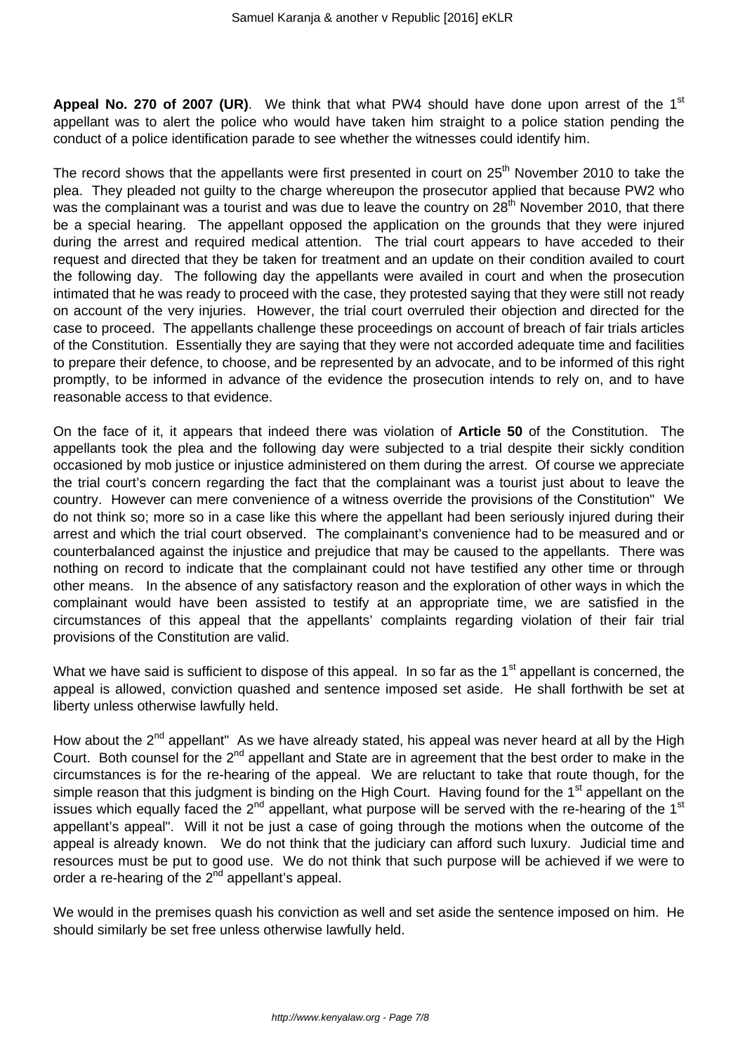**Appeal No. 270 of 2007 (UR)**. We think that what PW4 should have done upon arrest of the 1st appellant was to alert the police who would have taken him straight to a police station pending the conduct of a police identification parade to see whether the witnesses could identify him.

The record shows that the appellants were first presented in court on 25th November 2010 to take the plea. They pleaded not guilty to the charge whereupon the prosecutor applied that because PW2 who was the complainant was a tourist and was due to leave the country on 28th November 2010, that there be a special hearing. The appellant opposed the application on the grounds that they were injured during the arrest and required medical attention. The trial court appears to have acceded to their request and directed that they be taken for treatment and an update on their condition availed to court the following day. The following day the appellants were availed in court and when the prosecution intimated that he was ready to proceed with the case, they protested saying that they were still not ready on account of the very injuries. However, the trial court overruled their objection and directed for the case to proceed. The appellants challenge these proceedings on account of breach of fair trials articles of the Constitution. Essentially they are saying that they were not accorded adequate time and facilities to prepare their defence, to choose, and be represented by an advocate, and to be informed of this right promptly, to be informed in advance of the evidence the prosecution intends to rely on, and to have reasonable access to that evidence.

On the face of it, it appears that indeed there was violation of **Article 50** of the Constitution. The appellants took the plea and the following day were subjected to a trial despite their sickly condition occasioned by mob justice or injustice administered on them during the arrest. Of course we appreciate the trial court's concern regarding the fact that the complainant was a tourist just about to leave the country. However can mere convenience of a witness override the provisions of the Constitution" We do not think so; more so in a case like this where the appellant had been seriously injured during their arrest and which the trial court observed. The complainant's convenience had to be measured and or counterbalanced against the injustice and prejudice that may be caused to the appellants. There was nothing on record to indicate that the complainant could not have testified any other time or through other means. In the absence of any satisfactory reason and the exploration of other ways in which the complainant would have been assisted to testify at an appropriate time, we are satisfied in the circumstances of this appeal that the appellants' complaints regarding violation of their fair trial provisions of the Constitution are valid.

What we have said is sufficient to dispose of this appeal. In so far as the 1st appellant is concerned, the appeal is allowed, conviction quashed and sentence imposed set aside. He shall forthwith be set at liberty unless otherwise lawfully held.

How about the 2nd appellant" As we have already stated, his appeal was never heard at all by the High Court. Both counsel for the 2nd appellant and State are in agreement that the best order to make in the circumstances is for the re-hearing of the appeal. We are reluctant to take that route though, for the simple reason that this judgment is binding on the High Court. Having found for the 1st appellant on the issues which equally faced the 2nd appellant, what purpose will be served with the re-hearing of the 1st appellant's appeal". Will it not be just a case of going through the motions when the outcome of the appeal is already known. We do not think that the judiciary can afford such luxury. Judicial time and resources must be put to good use. We do not think that such purpose will be achieved if we were to order a re-hearing of the 2nd appellant's appeal.

We would in the premises quash his conviction as well and set aside the sentence imposed on him. He should similarly be set free unless otherwise lawfully held.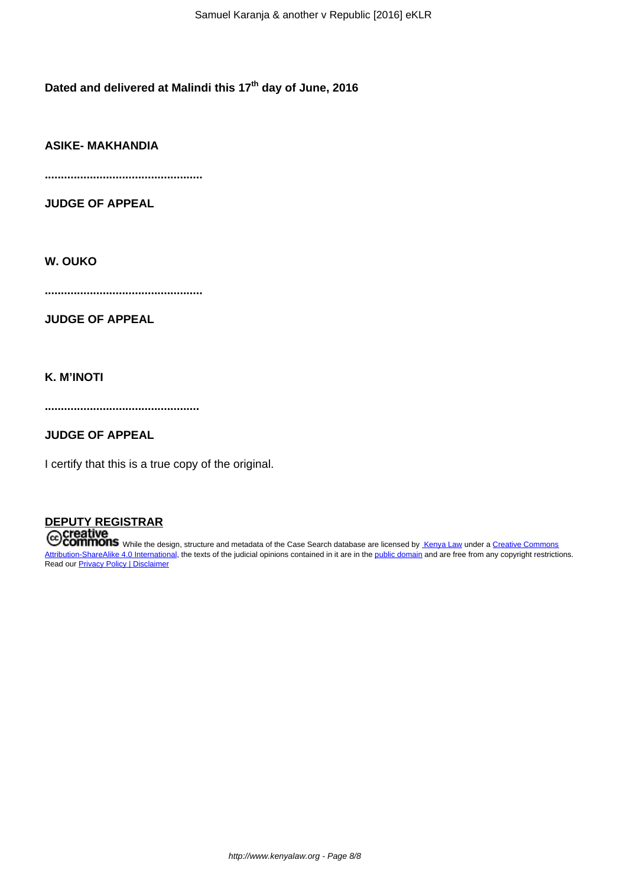**Dated and delivered at Malindi this 17th day of June, 2016**

**ASIKE- MAKHANDIA**

**.................................................**

**JUDGE OF APPEAL**

**W. OUKO**

**.................................................**

**JUDGE OF APPEAL**

**K. M'INOTI**

**...............................................**

**JUDGE OF APPEAL**

I certify that this is a true copy of the original.

**DEPUTY REGISTRAR**

While the design, structure and metadata of the Case Search database are licensed by Kenya Law under a Creative Commons Attribution-ShareAlike 4.0 International, the texts of the judicial opinions contained in it are in the public domain and are free from any copyright restrictions. Read our Privacy Policy | Disclaimer